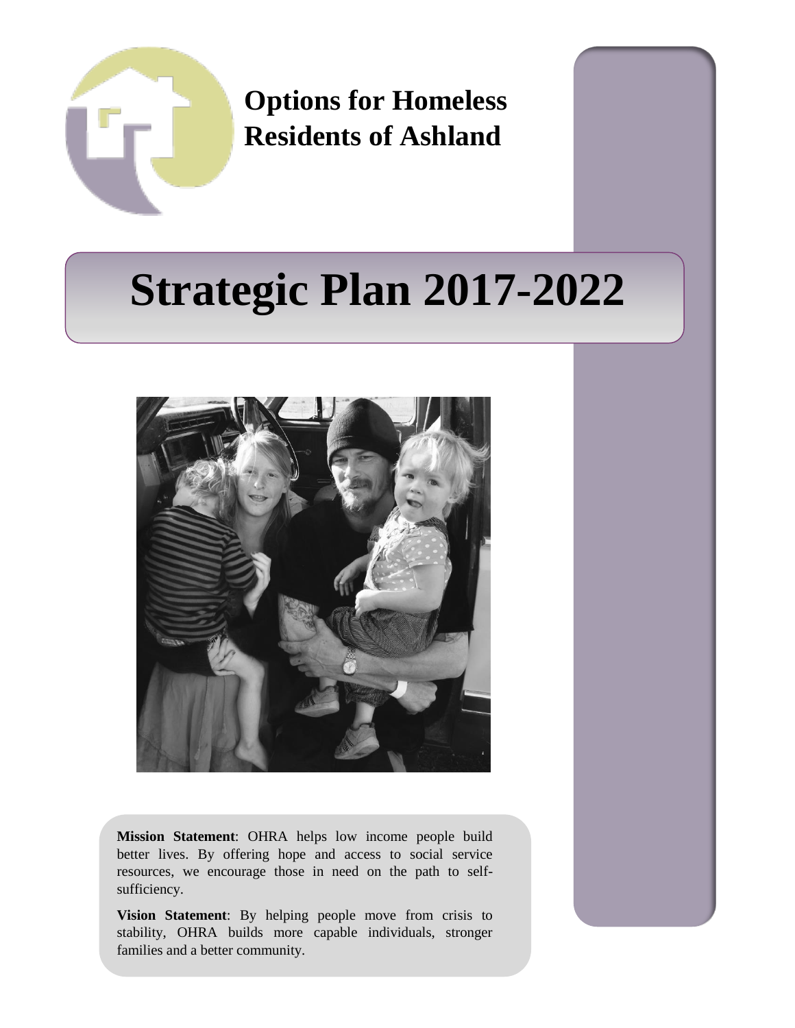**Options for Homeless Residents of Ashland**

# Strategic Plan 2017-2022

**Mission Statement**: OHRA helps low income people build better lives. By offering hope and access to social service resources, we encourage those in need on the path to self-sufficiency.

**Vision Statement**: By helping people move from crisis to stability, OHRA builds more capable individuals, stronger families and a better community.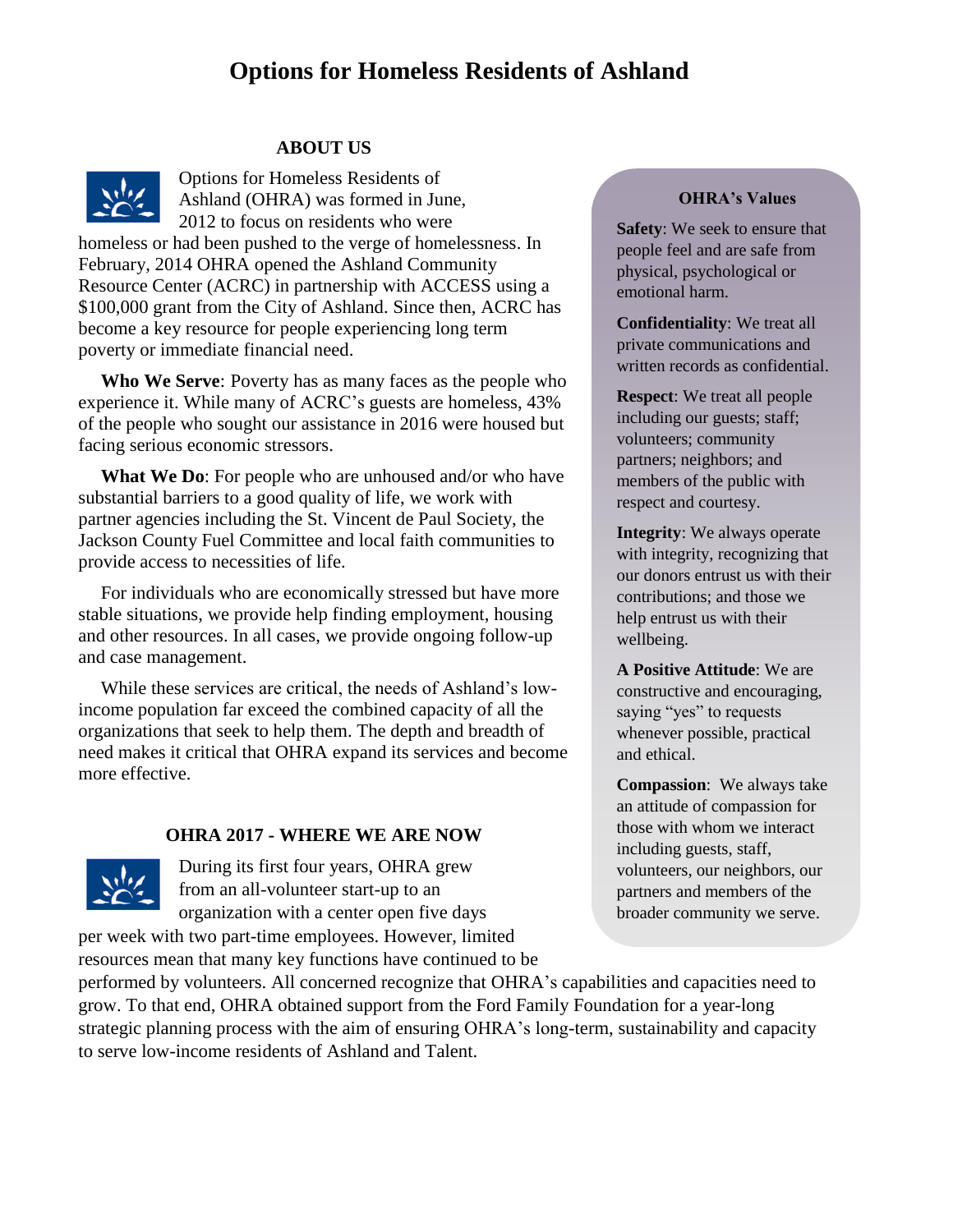# Options for Homeless Residents of Ashland

## ABOUT US

Options for Homeless Residents of Ashland (OHRA) was formed in June, 2012 to focus on residents who were homeless or had been pushed to the verge of homelessness. In February, 2014 OHRA opened the Ashland Community Resource Center (ACRC) in partnership with ACCESS using a $100,000 grant from the City of Ashland. Since then, ACRC has become a key resource for people experiencing long term poverty or immediate financial need.

**Who We Serve**: Poverty has as many faces as the people who experience it. While many of ACRC's guests are homeless, 43% of the people who sought our assistance in 2016 were housed but facing serious economic stressors.

**What We Do**: For people who are unhoused and/or who have substantial barriers to a good quality of life, we work with partner agencies including the St. Vincent de Paul Society, the Jackson County Fuel Committee and local faith communities to provide access to necessities of life.

For individuals who are economically stressed but have more stable situations, we provide help finding employment, housing and other resources. In all cases, we provide ongoing follow-up and case management.

While these services are critical, the needs of Ashland's low-income population far exceed the combined capacity of all the organizations that seek to help them. The depth and breadth of need makes it critical that OHRA expand its services and become more effective.

## OHRA 2017 - WHERE WE ARE NOW

During its first four years, OHRA grew from an all-volunteer start-up to an organization with a center open five days per week with two part-time employees. However, limited resources mean that many key functions have continued to be performed by volunteers. All concerned recognize that OHRA's capabilities and capacities need to grow. To that end, OHRA obtained support from the Ford Family Foundation for a year-long strategic planning process with the aim of ensuring OHRA's long-term, sustainability and capacity to serve low-income residents of Ashland and Talent.

### OHRA's Values

**Safety**: We seek to ensure that people feel and are safe from physical, psychological or emotional harm.

**Confidentiality**: We treat all private communications and written records as confidential.

**Respect**: We treat all people including our guests; staff; volunteers; community partners; neighbors; and members of the public with respect and courtesy.

**Integrity**: We always operate with integrity, recognizing that our donors entrust us with their contributions; and those we help entrust us with their wellbeing.

**A Positive Attitude**: We are constructive and encouraging, saying "yes" to requests whenever possible, practical and ethical.

**Compassion**: We always take an attitude of compassion for those with whom we interact including guests, staff, volunteers, our neighbors, our partners and members of the broader community we serve.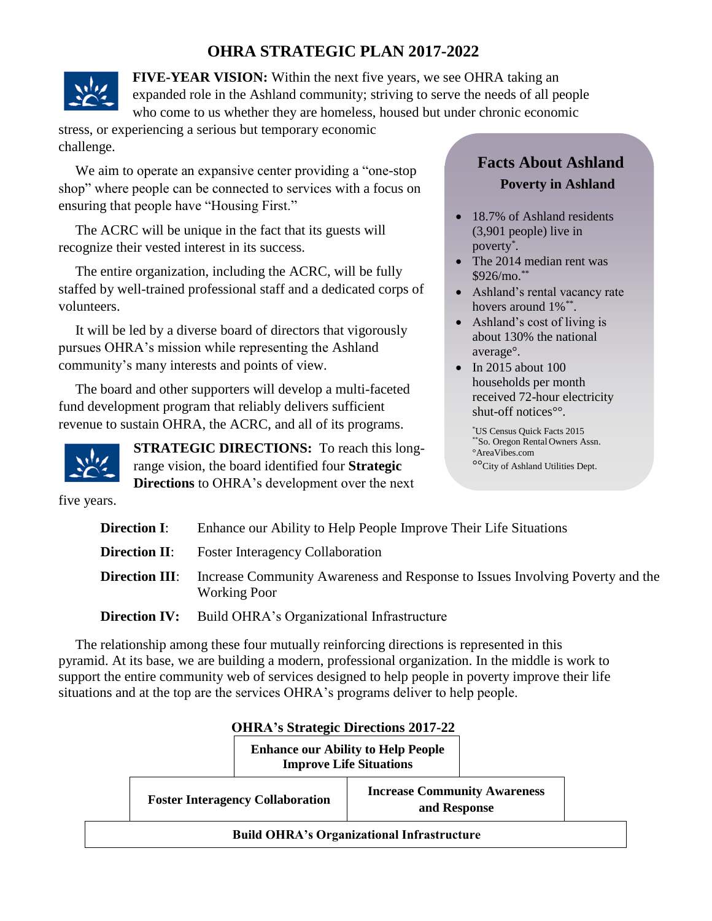# OHRA STRATEGIC PLAN 2017-2022

**FIVE-YEAR VISION:** Within the next five years, we see OHRA taking an expanded role in the Ashland community; striving to serve the needs of all people who come to us whether they are homeless, housed but under chronic economic stress, or experiencing a serious but temporary economic challenge.

We aim to operate an expansive center providing a "one-stop shop" where people can be connected to services with a focus on ensuring that people have "Housing First."

The ACRC will be unique in the fact that its guests will recognize their vested interest in its success.

The entire organization, including the ACRC, will be fully staffed by well-trained professional staff and a dedicated corps of volunteers.

It will be led by a diverse board of directors that vigorously pursues OHRA's mission while representing the Ashland community's many interests and points of view.

The board and other supporters will develop a multi-faceted fund development program that reliably delivers sufficient revenue to sustain OHRA, the ACRC, and all of its programs.

## Facts About Ashland

### Poverty in Ashland

- 18.7% of Ashland residents (3,901 people) live in poverty*.
- The 2014 median rent was $926/mo.**
- Ashland's rental vacancy rate hovers around 1%**.
- Ashland's cost of living is about 130% the national average°.
- In 2015 about 100 households per month received 72-hour electricity shut-off notices°°.

*US Census Quick Facts 2015
**So. Oregon Rental Owners Assn.
°AreaVibes.com
°°City of Ashland Utilities Dept.

**STRATEGIC DIRECTIONS:** To reach this long-range vision, the board identified four **Strategic Directions** to OHRA's development over the next five years.

**Direction I**: Enhance our Ability to Help People Improve Their Life Situations

**Direction II**: Foster Interagency Collaboration

**Direction III**: Increase Community Awareness and Response to Issues Involving Poverty and the Working Poor

**Direction IV:** Build OHRA's Organizational Infrastructure

The relationship among these four mutually reinforcing directions is represented in this pyramid. At its base, we are building a modern, professional organization. In the middle is work to support the entire community web of services designed to help people in poverty improve their life situations and at the top are the services OHRA's programs deliver to help people.

**OHRA's Strategic Directions 2017-22**

| | |
|---|---|
| **Enhance our Ability to Help People Improve Life Situations** | |
| **Foster Interagency Collaboration** | **Increase Community Awareness and Response** |
| **Build OHRA's Organizational Infrastructure** | |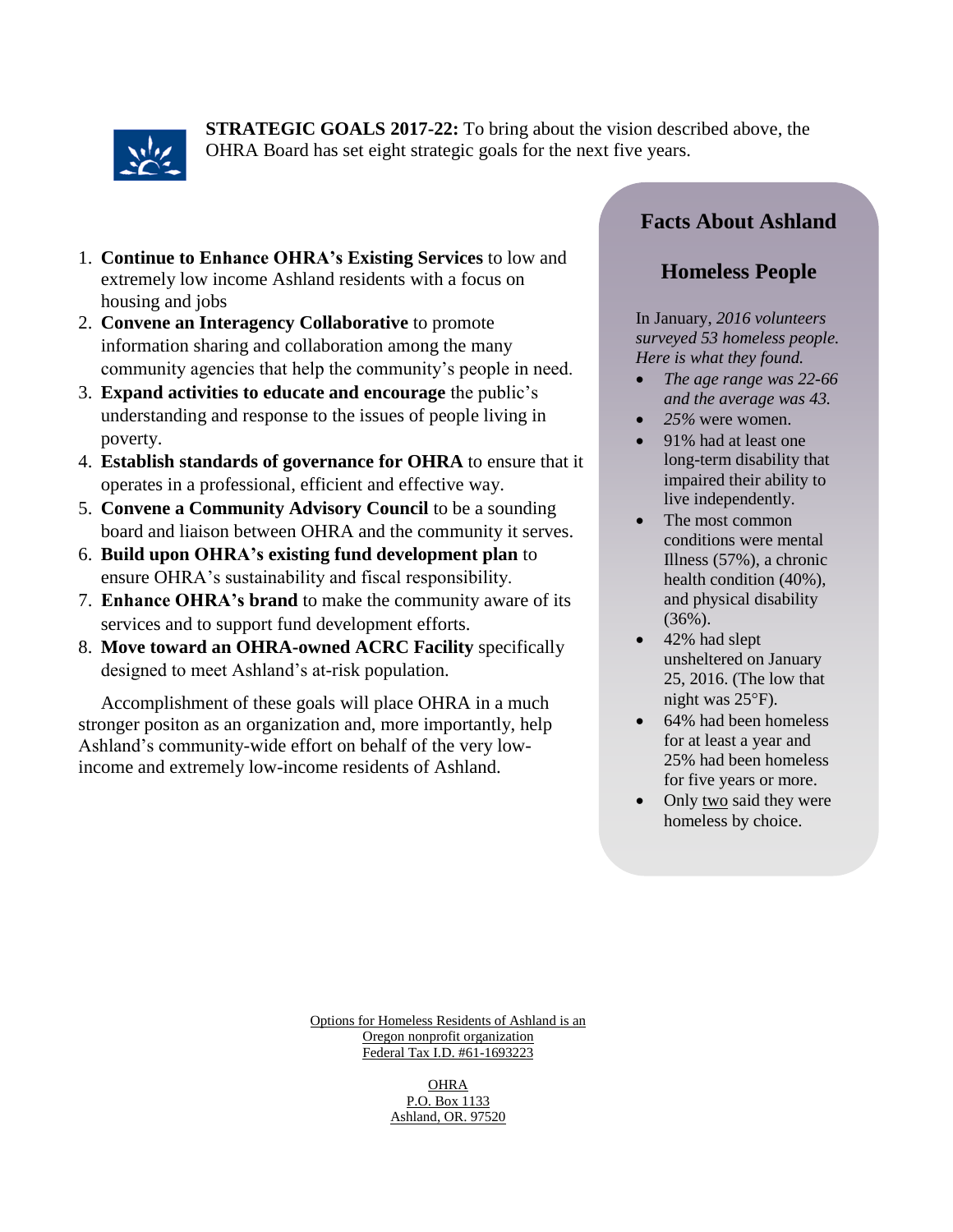**STRATEGIC GOALS 2017-22:** To bring about the vision described above, the OHRA Board has set eight strategic goals for the next five years.

1. **Continue to Enhance OHRA's Existing Services** to low and extremely low income Ashland residents with a focus on housing and jobs
2. **Convene an Interagency Collaborative** to promote information sharing and collaboration among the many community agencies that help the community's people in need.
3. **Expand activities to educate and encourage** the public's understanding and response to the issues of people living in poverty.
4. **Establish standards of governance for OHRA** to ensure that it operates in a professional, efficient and effective way.
5. **Convene a Community Advisory Council** to be a sounding board and liaison between OHRA and the community it serves.
6. **Build upon OHRA's existing fund development plan** to ensure OHRA's sustainability and fiscal responsibility.
7. **Enhance OHRA's brand** to make the community aware of its services and to support fund development efforts.
8. **Move toward an OHRA-owned ACRC Facility** specifically designed to meet Ashland's at-risk population.

Accomplishment of these goals will place OHRA in a much stronger positon as an organization and, more importantly, help Ashland's community-wide effort on behalf of the very low-income and extremely low-income residents of Ashland.

## Facts About Ashland Homeless People

In January, *2016 volunteers surveyed 53 homeless people. Here is what they found.*

- *The age range was 22-66 and the average was 43.*
- *25%* were women.
- 91% had at least one long-term disability that impaired their ability to live independently.
- The most common conditions were mental Illness (57%), a chronic health condition (40%), and physical disability (36%).
- 42% had slept unsheltered on January 25, 2016. (The low that night was 25°F).
- 64% had been homeless for at least a year and 25% had been homeless for five years or more.
- Only two said they were homeless by choice.

Options for Homeless Residents of Ashland is an Oregon nonprofit organization
Federal Tax I.D. #61-1693223

OHRA
P.O. Box 1133
Ashland, OR. 97520